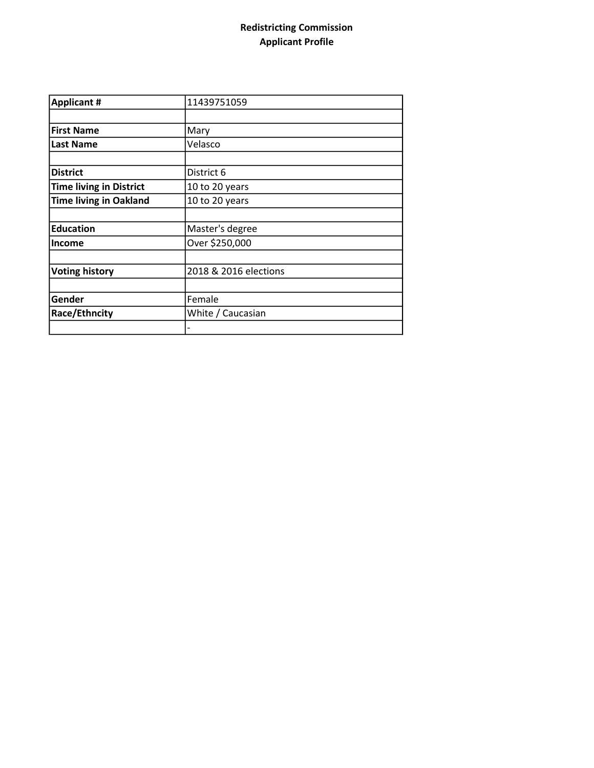# Redistricting Commission
## Applicant Profile

| Applicant # | 11439751059 |
|---|---|
| | |
| First Name | Mary |
| Last Name | Velasco |
| | |
| District | District 6 |
| Time living in District | 10 to 20 years |
| Time living in Oakland | 10 to 20 years |
| | |
| Education | Master's degree |
| Income | Over $250,000 |
| | |
| Voting history | 2018 & 2016 elections |
| | |
| Gender | Female |
| Race/Ethncity | White / Caucasian |
| | - |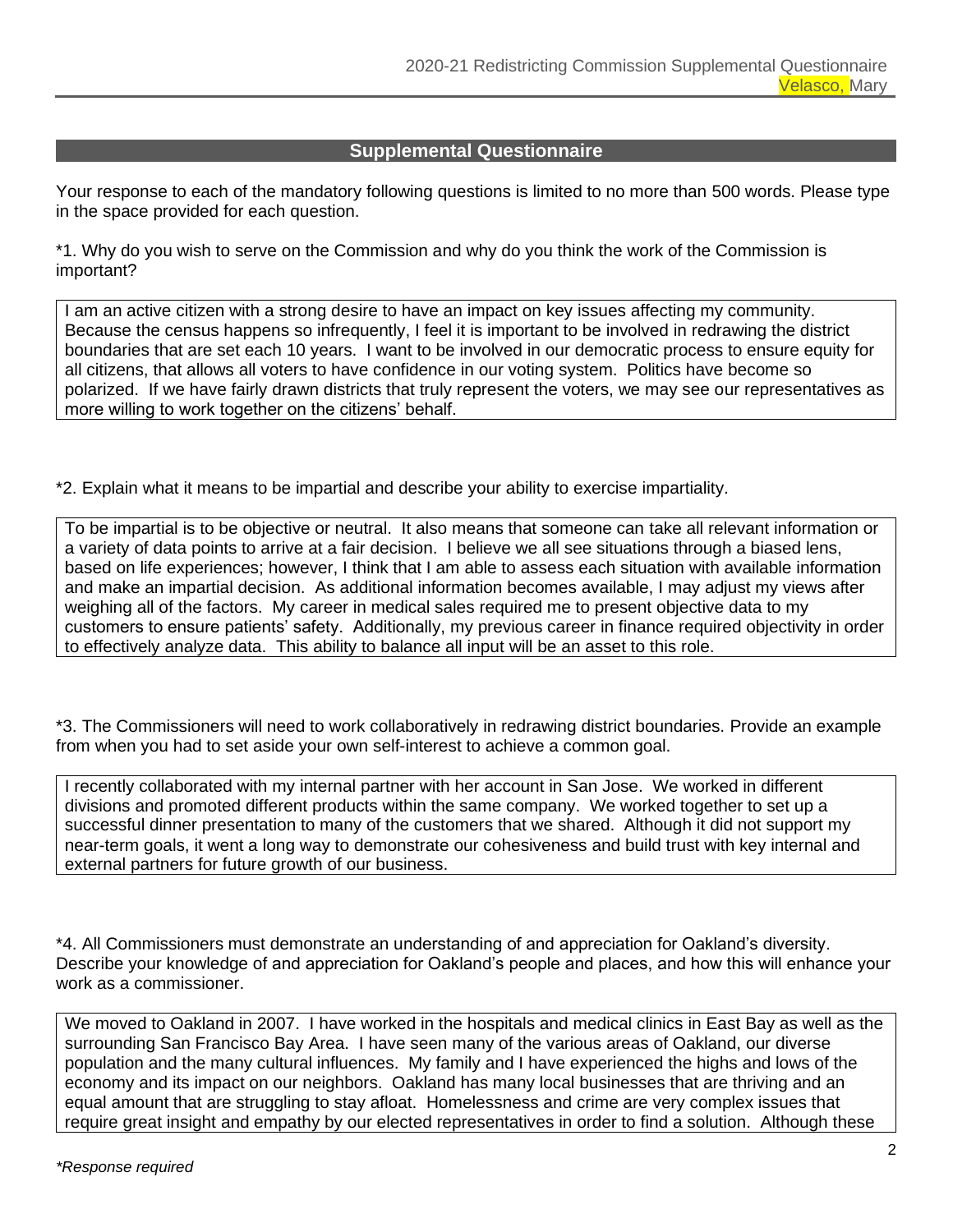## Supplemental Questionnaire

Your response to each of the mandatory following questions is limited to no more than 500 words. Please type in the space provided for each question.

*1. Why do you wish to serve on the Commission and why do you think the work of the Commission is important?

I am an active citizen with a strong desire to have an impact on key issues affecting my community. Because the census happens so infrequently, I feel it is important to be involved in redrawing the district boundaries that are set each 10 years. I want to be involved in our democratic process to ensure equity for all citizens, that allows all voters to have confidence in our voting system. Politics have become so polarized. If we have fairly drawn districts that truly represent the voters, we may see our representatives as more willing to work together on the citizens' behalf.

*2. Explain what it means to be impartial and describe your ability to exercise impartiality.

To be impartial is to be objective or neutral. It also means that someone can take all relevant information or a variety of data points to arrive at a fair decision. I believe we all see situations through a biased lens, based on life experiences; however, I think that I am able to assess each situation with available information and make an impartial decision. As additional information becomes available, I may adjust my views after weighing all of the factors. My career in medical sales required me to present objective data to my customers to ensure patients' safety. Additionally, my previous career in finance required objectivity in order to effectively analyze data. This ability to balance all input will be an asset to this role.

*3. The Commissioners will need to work collaboratively in redrawing district boundaries. Provide an example from when you had to set aside your own self-interest to achieve a common goal.

I recently collaborated with my internal partner with her account in San Jose. We worked in different divisions and promoted different products within the same company. We worked together to set up a successful dinner presentation to many of the customers that we shared. Although it did not support my near-term goals, it went a long way to demonstrate our cohesiveness and build trust with key internal and external partners for future growth of our business.

*4. All Commissioners must demonstrate an understanding of and appreciation for Oakland's diversity. Describe your knowledge of and appreciation for Oakland's people and places, and how this will enhance your work as a commissioner.

We moved to Oakland in 2007. I have worked in the hospitals and medical clinics in East Bay as well as the surrounding San Francisco Bay Area. I have seen many of the various areas of Oakland, our diverse population and the many cultural influences. My family and I have experienced the highs and lows of the economy and its impact on our neighbors. Oakland has many local businesses that are thriving and an equal amount that are struggling to stay afloat. Homelessness and crime are very complex issues that require great insight and empathy by our elected representatives in order to find a solution. Although these

*Response required*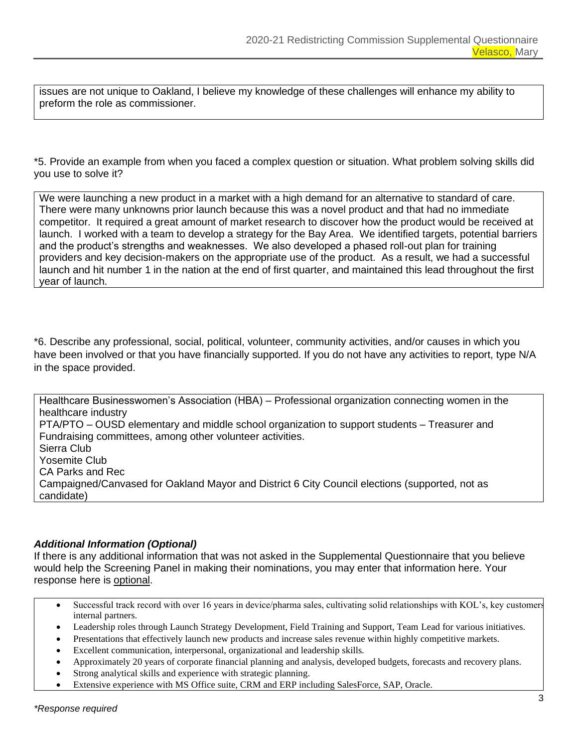issues are not unique to Oakland, I believe my knowledge of these challenges will enhance my ability to preform the role as commissioner.

*5. Provide an example from when you faced a complex question or situation. What problem solving skills did you use to solve it?

We were launching a new product in a market with a high demand for an alternative to standard of care. There were many unknowns prior launch because this was a novel product and that had no immediate competitor. It required a great amount of market research to discover how the product would be received at launch. I worked with a team to develop a strategy for the Bay Area. We identified targets, potential barriers and the product's strengths and weaknesses. We also developed a phased roll-out plan for training providers and key decision-makers on the appropriate use of the product. As a result, we had a successful launch and hit number 1 in the nation at the end of first quarter, and maintained this lead throughout the first year of launch.

*6. Describe any professional, social, political, volunteer, community activities, and/or causes in which you have been involved or that you have financially supported. If you do not have any activities to report, type N/A in the space provided.

Healthcare Businesswomen's Association (HBA) – Professional organization connecting women in the healthcare industry
PTA/PTO – OUSD elementary and middle school organization to support students – Treasurer and Fundraising committees, among other volunteer activities.
Sierra Club
Yosemite Club
CA Parks and Rec
Campaigned/Canvased for Oakland Mayor and District 6 City Council elections (supported, not as candidate)

### *Additional Information (Optional)*

If there is any additional information that was not asked in the Supplemental Questionnaire that you believe would help the Screening Panel in making their nominations, you may enter that information here. Your response here is optional.

- Successful track record with over 16 years in device/pharma sales, cultivating solid relationships with KOL's, key customers internal partners.
- Leadership roles through Launch Strategy Development, Field Training and Support, Team Lead for various initiatives.
- Presentations that effectively launch new products and increase sales revenue within highly competitive markets.
- Excellent communication, interpersonal, organizational and leadership skills.
- Approximately 20 years of corporate financial planning and analysis, developed budgets, forecasts and recovery plans.
- Strong analytical skills and experience with strategic planning.
- Extensive experience with MS Office suite, CRM and ERP including SalesForce, SAP, Oracle.

*\*Response required*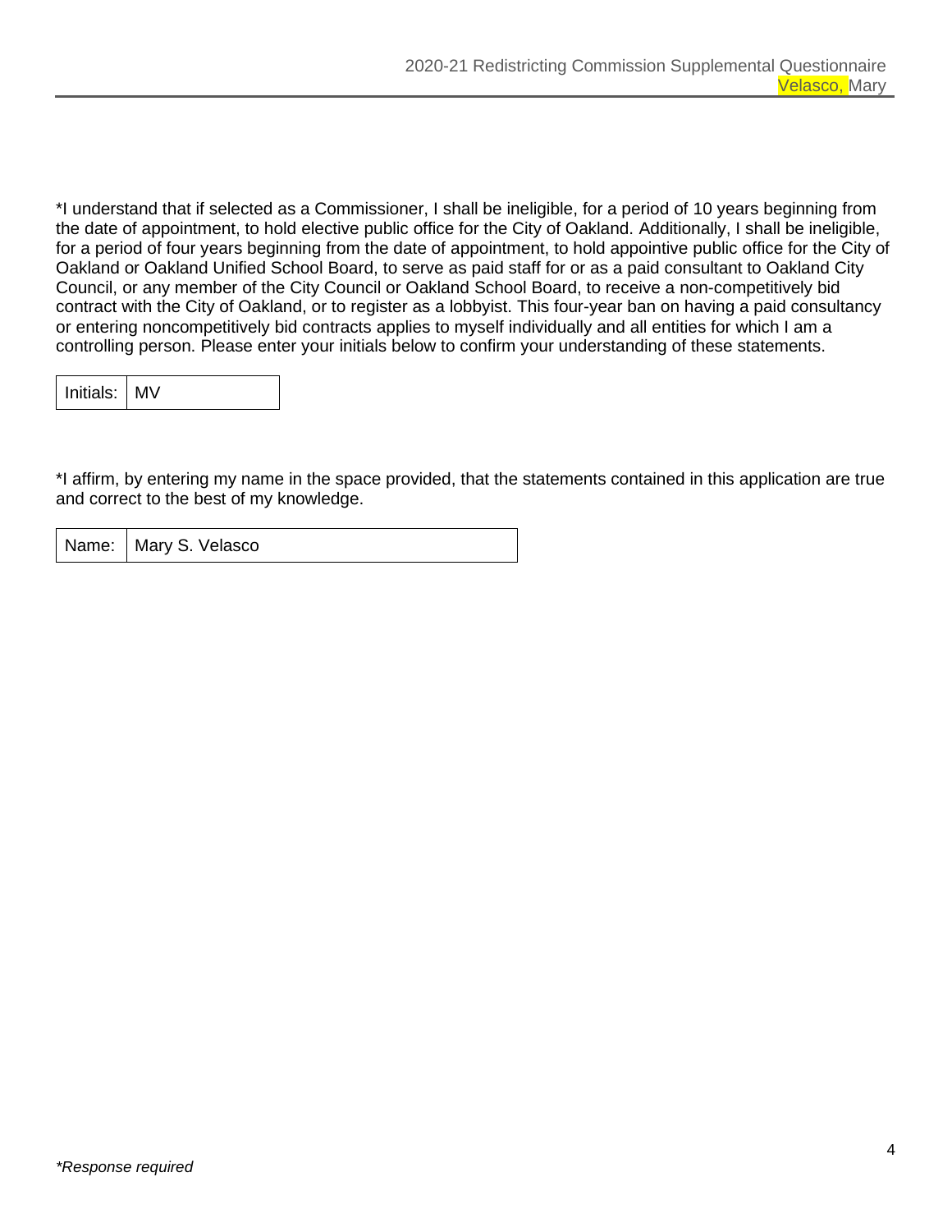*I understand that if selected as a Commissioner, I shall be ineligible, for a period of 10 years beginning from the date of appointment, to hold elective public office for the City of Oakland. Additionally, I shall be ineligible, for a period of four years beginning from the date of appointment, to hold appointive public office for the City of Oakland or Oakland Unified School Board, to serve as paid staff for or as a paid consultant to Oakland City Council, or any member of the City Council or Oakland School Board, to receive a non-competitively bid contract with the City of Oakland, or to register as a lobbyist. This four-year ban on having a paid consultancy or entering noncompetitively bid contracts applies to myself individually and all entities for which I am a controlling person. Please enter your initials below to confirm your understanding of these statements.

| | |
|---|---|
| Initials: | MV |

*I affirm, by entering my name in the space provided, that the statements contained in this application are true and correct to the best of my knowledge.

| | |
|---|---|
| Name: | Mary S. Velasco |

*\*Response required*